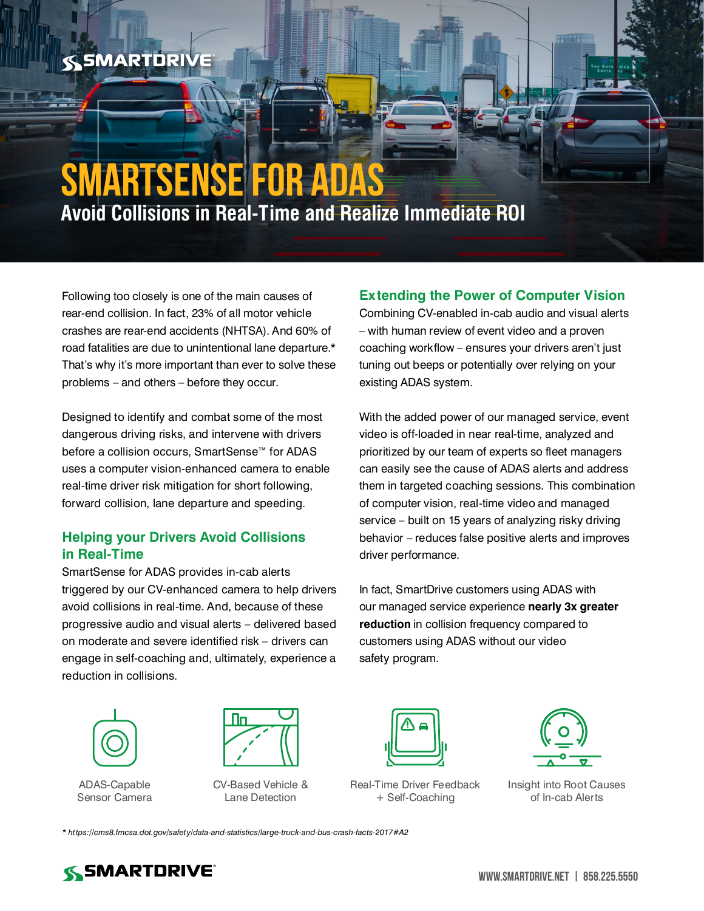SMARTDRIVE

# SMARTSENSE FOR ADAS

## Avoid Collisions in Real-Time and Realize Immediate ROI

Following too closely is one of the main causes of rear-end collision. In fact, 23% of all motor vehicle crashes are rear-end accidents (NHTSA). And 60% of road fatalities are due to unintentional lane departure.* That's why it's more important than ever to solve these problems – and others – before they occur.

Designed to identify and combat some of the most dangerous driving risks, and intervene with drivers before a collision occurs, SmartSense™ for ADAS uses a computer vision-enhanced camera to enable real-time driver risk mitigation for short following, forward collision, lane departure and speeding.

### Helping your Drivers Avoid Collisions in Real-Time

SmartSense for ADAS provides in-cab alerts triggered by our CV-enhanced camera to help drivers avoid collisions in real-time. And, because of these progressive audio and visual alerts – delivered based on moderate and severe identified risk – drivers can engage in self-coaching and, ultimately, experience a reduction in collisions.

### Extending the Power of Computer Vision

Combining CV-enabled in-cab audio and visual alerts – with human review of event video and a proven coaching workflow – ensures your drivers aren't just tuning out beeps or potentially over relying on your existing ADAS system.

With the added power of our managed service, event video is off-loaded in near real-time, analyzed and prioritized by our team of experts so fleet managers can easily see the cause of ADAS alerts and address them in targeted coaching sessions. This combination of computer vision, real-time video and managed service – built on 15 years of analyzing risky driving behavior – reduces false positive alerts and improves driver performance.

In fact, SmartDrive customers using ADAS with our managed service experience **nearly 3x greater reduction** in collision frequency compared to customers using ADAS without our video safety program.

ADAS-Capable Sensor Camera

CV-Based Vehicle & Lane Detection

Real-Time Driver Feedback + Self-Coaching

Insight into Root Causes of In-cab Alerts

*\* https://cms8.fmcsa.dot.gov/safety/data-and-statistics/large-truck-and-bus-crash-facts-2017#A2*

SMARTDRIVE

WWW.SMARTDRIVE.NET | 858.225.5550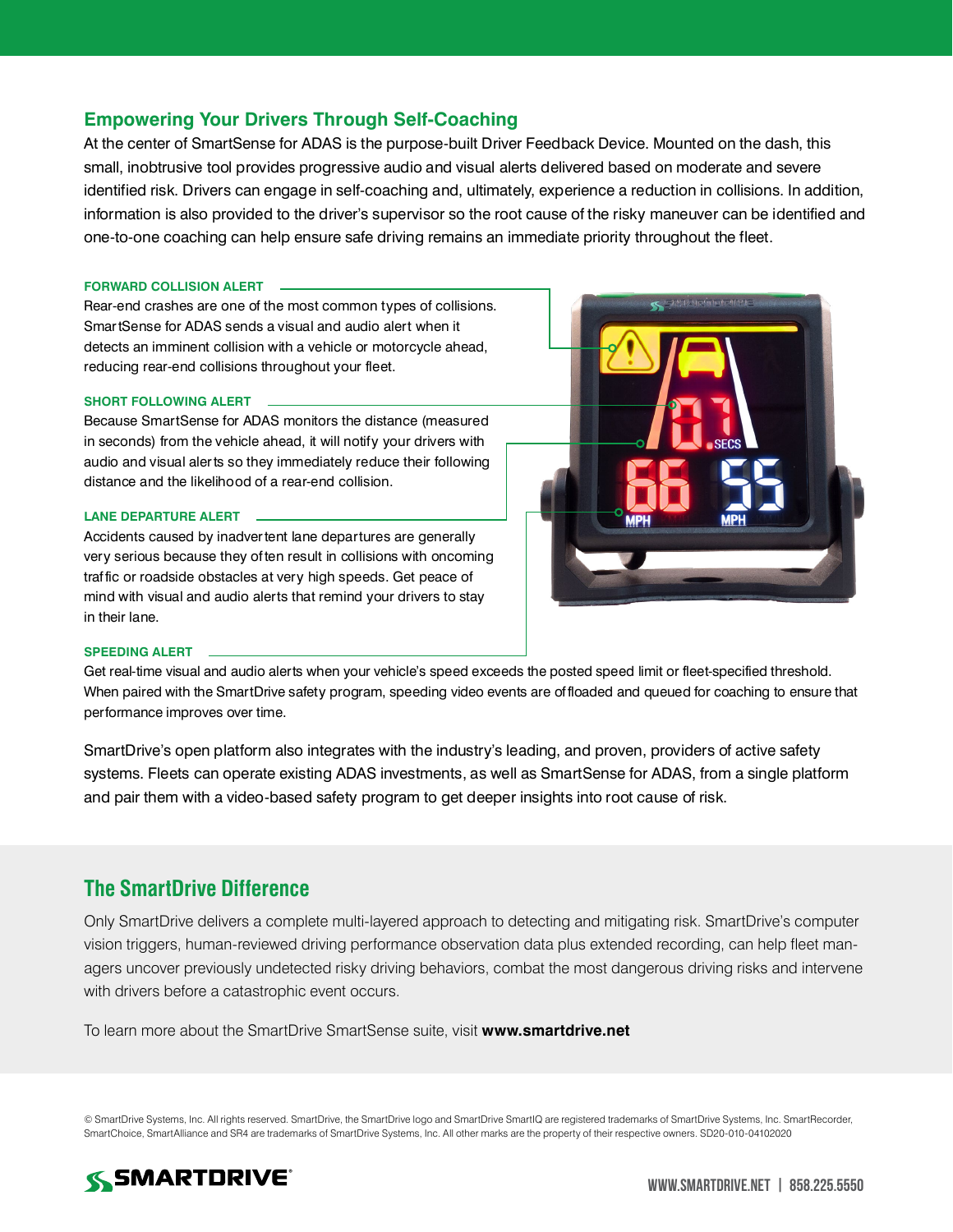## Empowering Your Drivers Through Self-Coaching

At the center of SmartSense for ADAS is the purpose-built Driver Feedback Device. Mounted on the dash, this small, inobtrusive tool provides progressive audio and visual alerts delivered based on moderate and severe identified risk. Drivers can engage in self-coaching and, ultimately, experience a reduction in collisions. In addition, information is also provided to the driver's supervisor so the root cause of the risky maneuver can be identified and one-to-one coaching can help ensure safe driving remains an immediate priority throughout the fleet.

### FORWARD COLLISION ALERT

Rear-end crashes are one of the most common types of collisions. SmartSense for ADAS sends a visual and audio alert when it detects an imminent collision with a vehicle or motorcycle ahead, reducing rear-end collisions throughout your fleet.

### SHORT FOLLOWING ALERT

Because SmartSense for ADAS monitors the distance (measured in seconds) from the vehicle ahead, it will notify your drivers with audio and visual alerts so they immediately reduce their following distance and the likelihood of a rear-end collision.

### LANE DEPARTURE ALERT

Accidents caused by inadvertent lane departures are generally very serious because they often result in collisions with oncoming traffic or roadside obstacles at very high speeds. Get peace of mind with visual and audio alerts that remind your drivers to stay in their lane.

### SPEEDING ALERT

Get real-time visual and audio alerts when your vehicle's speed exceeds the posted speed limit or fleet-specified threshold. When paired with the SmartDrive safety program, speeding video events are offloaded and queued for coaching to ensure that performance improves over time.

SmartDrive's open platform also integrates with the industry's leading, and proven, providers of active safety systems. Fleets can operate existing ADAS investments, as well as SmartSense for ADAS, from a single platform and pair them with a video-based safety program to get deeper insights into root cause of risk.

## The SmartDrive Difference

Only SmartDrive delivers a complete multi-layered approach to detecting and mitigating risk. SmartDrive's computer vision triggers, human-reviewed driving performance observation data plus extended recording, can help fleet managers uncover previously undetected risky driving behaviors, combat the most dangerous driving risks and intervene with drivers before a catastrophic event occurs.

To learn more about the SmartDrive SmartSense suite, visit **www.smartdrive.net**

© SmartDrive Systems, Inc. All rights reserved. SmartDrive, the SmartDrive logo and SmartDrive SmartIQ are registered trademarks of SmartDrive Systems, Inc. SmartRecorder, SmartChoice, SmartAlliance and SR4 are trademarks of SmartDrive Systems, Inc. All other marks are the property of their respective owners. SD20-010-04102020

SMARTDRIVE®

WWW.SMARTDRIVE.NET | 858.225.5550